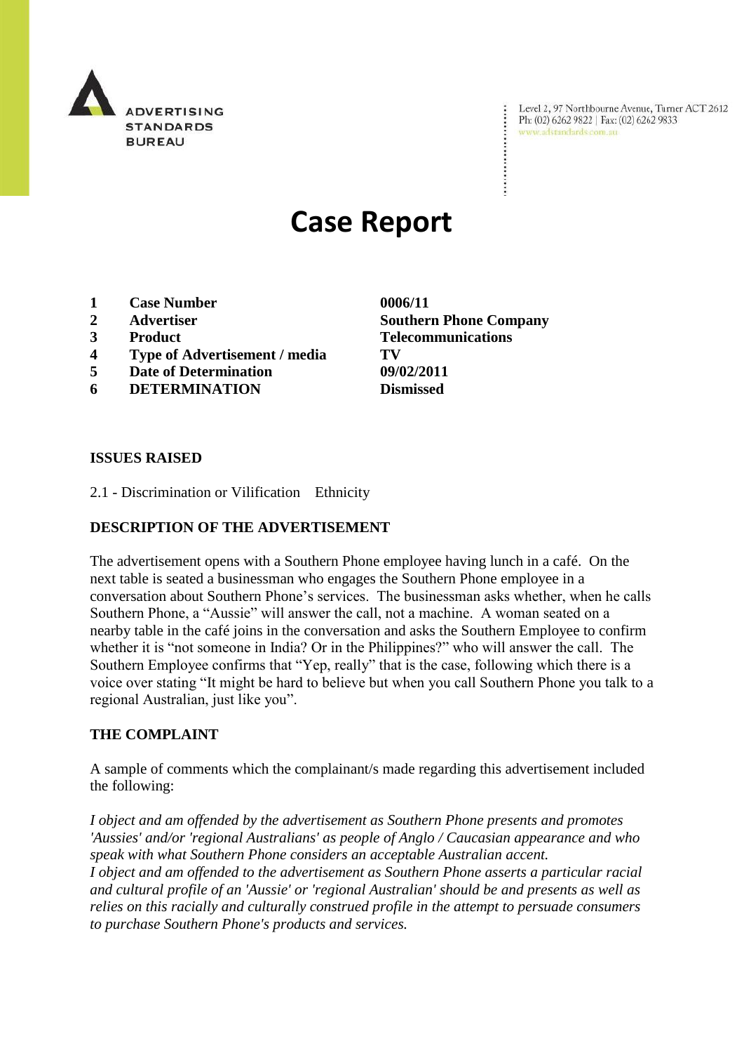ADVERTISING STANDARDS BUREAU

Level 2, 97 Northbourne Avenue, Turner ACT 2612
Ph: (02) 6262 9822 | Fax: (02) 6262 9833
www.adstandards.com.au

# Case Report

| | | |
|---|---|---|
| **1** | **Case Number** | **0006/11** |
| **2** | **Advertiser** | **Southern Phone Company** |
| **3** | **Product** | **Telecommunications** |
| **4** | **Type of Advertisement / media** | **TV** |
| **5** | **Date of Determination** | **09/02/2011** |
| **6** | **DETERMINATION** | **Dismissed** |

**ISSUES RAISED**

2.1 - Discrimination or Vilification Ethnicity

**DESCRIPTION OF THE ADVERTISEMENT**

The advertisement opens with a Southern Phone employee having lunch in a café. On the next table is seated a businessman who engages the Southern Phone employee in a conversation about Southern Phone's services. The businessman asks whether, when he calls Southern Phone, a "Aussie" will answer the call, not a machine. A woman seated on a nearby table in the café joins in the conversation and asks the Southern Employee to confirm whether it is "not someone in India? Or in the Philippines?" who will answer the call. The Southern Employee confirms that "Yep, really" that is the case, following which there is a voice over stating "It might be hard to believe but when you call Southern Phone you talk to a regional Australian, just like you".

**THE COMPLAINT**

A sample of comments which the complainant/s made regarding this advertisement included the following:

*I object and am offended by the advertisement as Southern Phone presents and promotes 'Aussies' and/or 'regional Australians' as people of Anglo / Caucasian appearance and who speak with what Southern Phone considers an acceptable Australian accent.*
*I object and am offended to the advertisement as Southern Phone asserts a particular racial and cultural profile of an 'Aussie' or 'regional Australian' should be and presents as well as relies on this racially and culturally construed profile in the attempt to persuade consumers to purchase Southern Phone's products and services.*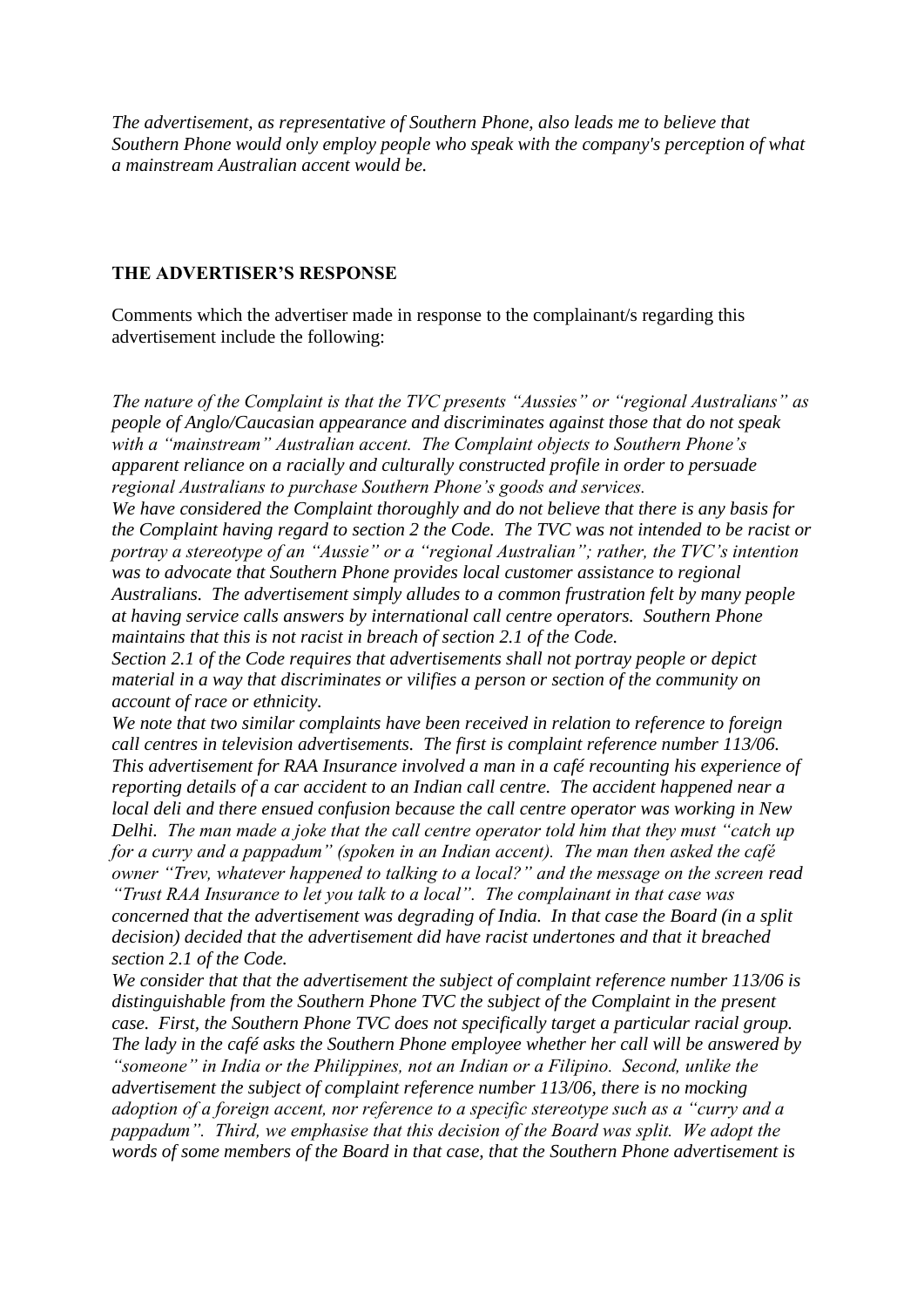*The advertisement, as representative of Southern Phone, also leads me to believe that Southern Phone would only employ people who speak with the company's perception of what a mainstream Australian accent would be.*

## THE ADVERTISER'S RESPONSE

Comments which the advertiser made in response to the complainant/s regarding this advertisement include the following:

*The nature of the Complaint is that the TVC presents "Aussies" or "regional Australians" as people of Anglo/Caucasian appearance and discriminates against those that do not speak with a "mainstream" Australian accent. The Complaint objects to Southern Phone's apparent reliance on a racially and culturally constructed profile in order to persuade regional Australians to purchase Southern Phone's goods and services.*

*We have considered the Complaint thoroughly and do not believe that there is any basis for the Complaint having regard to section 2 the Code. The TVC was not intended to be racist or portray a stereotype of an "Aussie" or a "regional Australian"; rather, the TVC's intention was to advocate that Southern Phone provides local customer assistance to regional Australians. The advertisement simply alludes to a common frustration felt by many people at having service calls answers by international call centre operators. Southern Phone maintains that this is not racist in breach of section 2.1 of the Code.*

*Section 2.1 of the Code requires that advertisements shall not portray people or depict material in a way that discriminates or vilifies a person or section of the community on account of race or ethnicity.*

*We note that two similar complaints have been received in relation to reference to foreign call centres in television advertisements. The first is complaint reference number 113/06. This advertisement for RAA Insurance involved a man in a café recounting his experience of reporting details of a car accident to an Indian call centre. The accident happened near a local deli and there ensued confusion because the call centre operator was working in New Delhi. The man made a joke that the call centre operator told him that they must "catch up for a curry and a pappadum" (spoken in an Indian accent). The man then asked the café owner "Trev, whatever happened to talking to a local?" and the message on the screen read "Trust RAA Insurance to let you talk to a local". The complainant in that case was concerned that the advertisement was degrading of India. In that case the Board (in a split decision) decided that the advertisement did have racist undertones and that it breached section 2.1 of the Code.*

*We consider that that the advertisement the subject of complaint reference number 113/06 is distinguishable from the Southern Phone TVC the subject of the Complaint in the present case. First, the Southern Phone TVC does not specifically target a particular racial group. The lady in the café asks the Southern Phone employee whether her call will be answered by "someone" in India or the Philippines, not an Indian or a Filipino. Second, unlike the advertisement the subject of complaint reference number 113/06, there is no mocking adoption of a foreign accent, nor reference to a specific stereotype such as a "curry and a pappadum". Third, we emphasise that this decision of the Board was split. We adopt the words of some members of the Board in that case, that the Southern Phone advertisement is*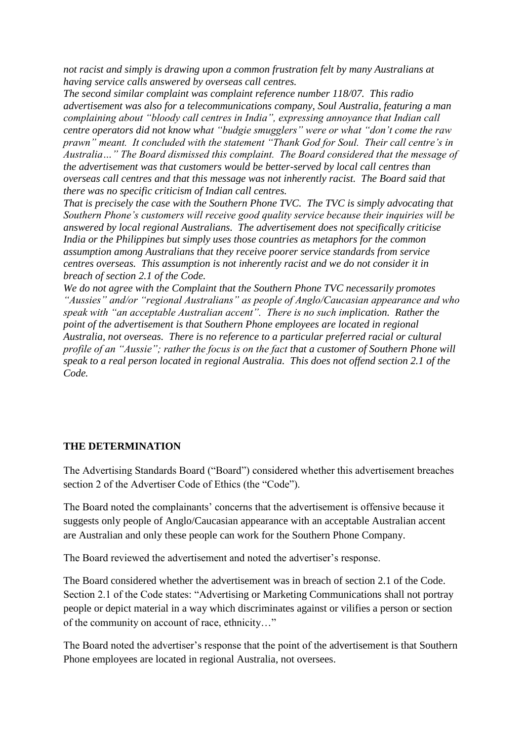*not racist and simply is drawing upon a common frustration felt by many Australians at having service calls answered by overseas call centres.*

*The second similar complaint was complaint reference number 118/07. This radio advertisement was also for a telecommunications company, Soul Australia, featuring a man complaining about "bloody call centres in India", expressing annoyance that Indian call centre operators did not know what "budgie smugglers" were or what "don't come the raw prawn" meant. It concluded with the statement "Thank God for Soul. Their call centre's in Australia…" The Board dismissed this complaint. The Board considered that the message of the advertisement was that customers would be better-served by local call centres than overseas call centres and that this message was not inherently racist. The Board said that there was no specific criticism of Indian call centres.*

*That is precisely the case with the Southern Phone TVC. The TVC is simply advocating that Southern Phone's customers will receive good quality service because their inquiries will be answered by local regional Australians. The advertisement does not specifically criticise India or the Philippines but simply uses those countries as metaphors for the common assumption among Australians that they receive poorer service standards from service centres overseas. This assumption is not inherently racist and we do not consider it in breach of section 2.1 of the Code.*

*We do not agree with the Complaint that the Southern Phone TVC necessarily promotes "Aussies" and/or "regional Australians" as people of Anglo/Caucasian appearance and who speak with "an acceptable Australian accent". There is no such implication. Rather the point of the advertisement is that Southern Phone employees are located in regional Australia, not overseas. There is no reference to a particular preferred racial or cultural profile of an "Aussie"; rather the focus is on the fact that a customer of Southern Phone will speak to a real person located in regional Australia. This does not offend section 2.1 of the Code.*

**THE DETERMINATION**

The Advertising Standards Board ("Board") considered whether this advertisement breaches section 2 of the Advertiser Code of Ethics (the "Code").

The Board noted the complainants' concerns that the advertisement is offensive because it suggests only people of Anglo/Caucasian appearance with an acceptable Australian accent are Australian and only these people can work for the Southern Phone Company.

The Board reviewed the advertisement and noted the advertiser's response.

The Board considered whether the advertisement was in breach of section 2.1 of the Code. Section 2.1 of the Code states: "Advertising or Marketing Communications shall not portray people or depict material in a way which discriminates against or vilifies a person or section of the community on account of race, ethnicity…"

The Board noted the advertiser's response that the point of the advertisement is that Southern Phone employees are located in regional Australia, not oversees.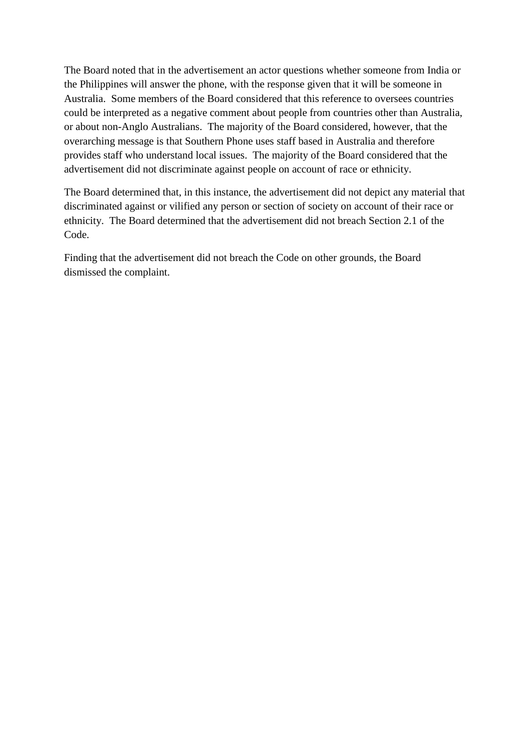The Board noted that in the advertisement an actor questions whether someone from India or the Philippines will answer the phone, with the response given that it will be someone in Australia. Some members of the Board considered that this reference to oversees countries could be interpreted as a negative comment about people from countries other than Australia, or about non-Anglo Australians. The majority of the Board considered, however, that the overarching message is that Southern Phone uses staff based in Australia and therefore provides staff who understand local issues. The majority of the Board considered that the advertisement did not discriminate against people on account of race or ethnicity.

The Board determined that, in this instance, the advertisement did not depict any material that discriminated against or vilified any person or section of society on account of their race or ethnicity. The Board determined that the advertisement did not breach Section 2.1 of the Code.

Finding that the advertisement did not breach the Code on other grounds, the Board dismissed the complaint.